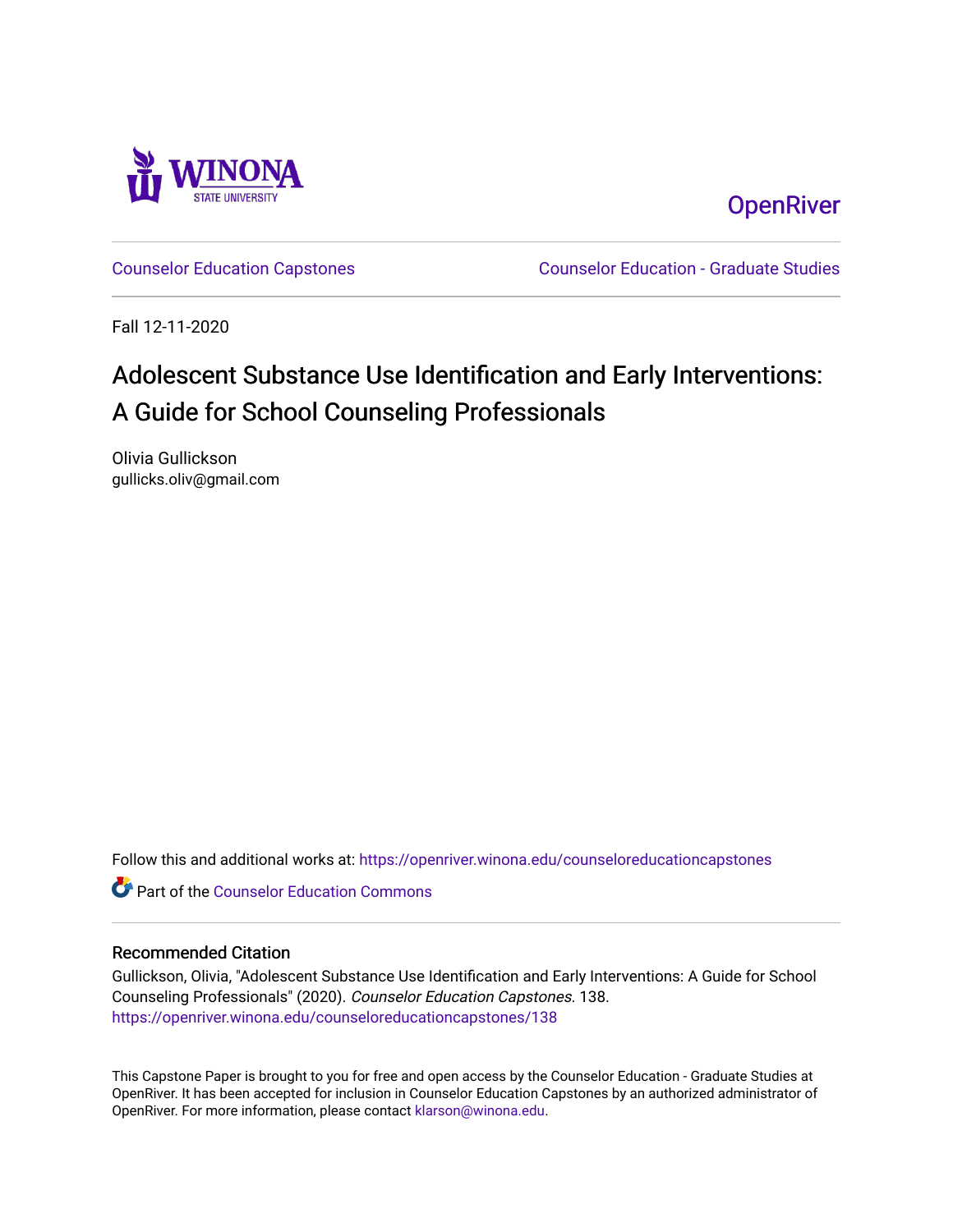Winona State University

OpenRiver

Counselor Education Capstones

Counselor Education - Graduate Studies

Fall 12-11-2020

# Adolescent Substance Use Identification and Early Interventions: A Guide for School Counseling Professionals

Olivia Gullickson
gullicks.oliv@gmail.com

Follow this and additional works at: https://openriver.winona.edu/counseloreducationcapstones

Part of the Counselor Education Commons

## Recommended Citation

Gullickson, Olivia, "Adolescent Substance Use Identification and Early Interventions: A Guide for School Counseling Professionals" (2020). *Counselor Education Capstones*. 138.
https://openriver.winona.edu/counseloreducationcapstones/138

This Capstone Paper is brought to you for free and open access by the Counselor Education - Graduate Studies at OpenRiver. It has been accepted for inclusion in Counselor Education Capstones by an authorized administrator of OpenRiver. For more information, please contact klarson@winona.edu.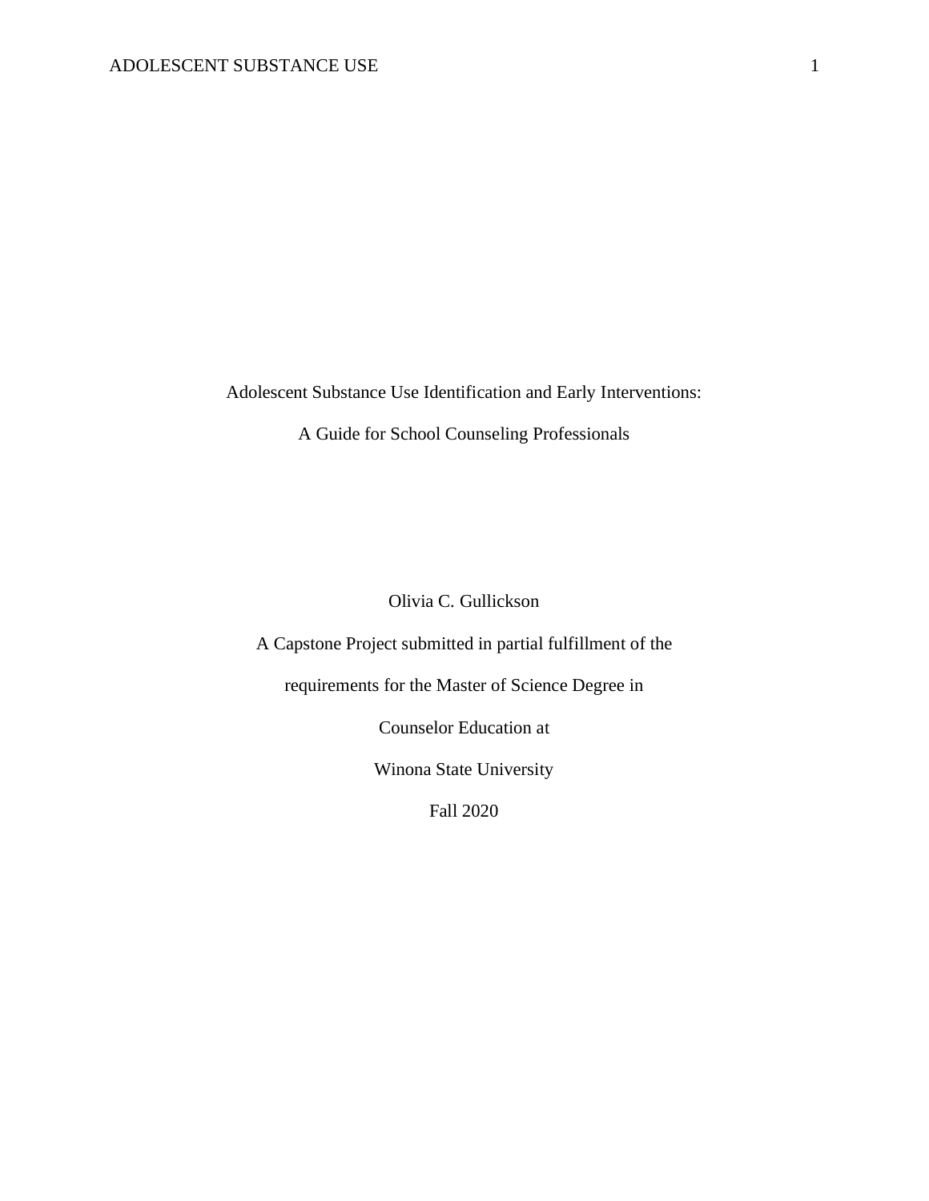# Adolescent Substance Use Identification and Early Interventions:

## A Guide for School Counseling Professionals

Olivia C. Gullickson

A Capstone Project submitted in partial fulfillment of the

requirements for the Master of Science Degree in

Counselor Education at

Winona State University

Fall 2020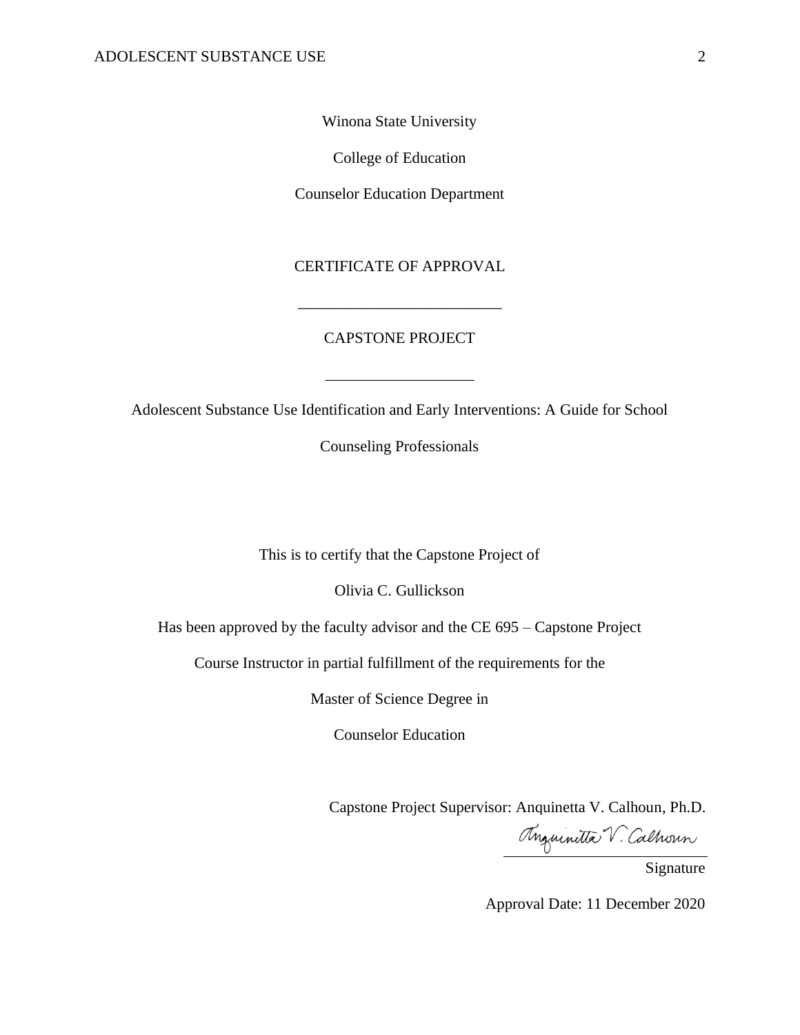Winona State University

College of Education

Counselor Education Department

CERTIFICATE OF APPROVAL

___________________________

CAPSTONE PROJECT

___________________

Adolescent Substance Use Identification and Early Interventions: A Guide for School Counseling Professionals

This is to certify that the Capstone Project of

Olivia C. Gullickson

Has been approved by the faculty advisor and the CE 695 – Capstone Project Course Instructor in partial fulfillment of the requirements for the

Master of Science Degree in

Counselor Education

Capstone Project Supervisor: Anquinetta V. Calhoun, Ph.D.

Anquinetta V. Calhoun
_______________________
Signature

Approval Date: 11 December 2020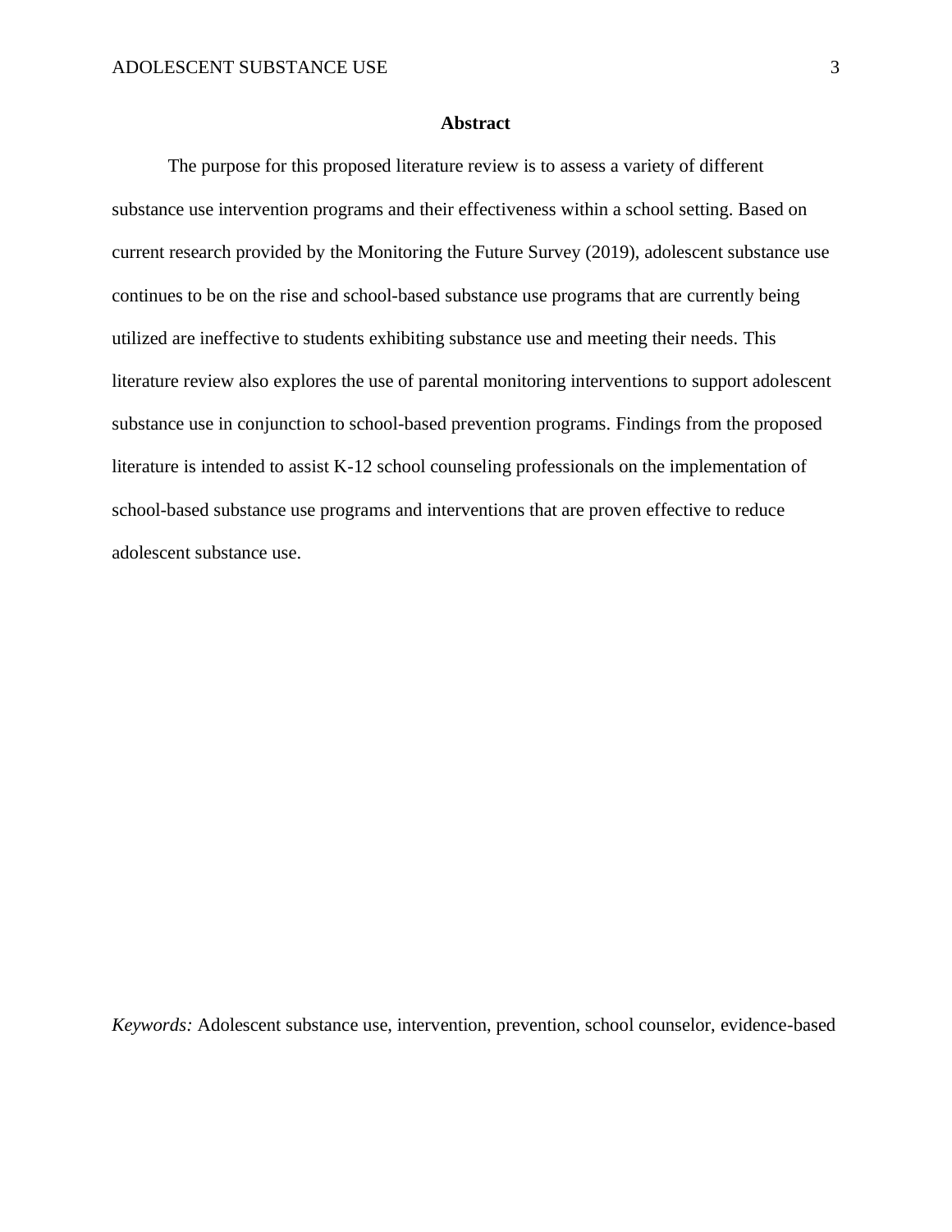## Abstract

The purpose for this proposed literature review is to assess a variety of different substance use intervention programs and their effectiveness within a school setting. Based on current research provided by the Monitoring the Future Survey (2019), adolescent substance use continues to be on the rise and school-based substance use programs that are currently being utilized are ineffective to students exhibiting substance use and meeting their needs. This literature review also explores the use of parental monitoring interventions to support adolescent substance use in conjunction to school-based prevention programs. Findings from the proposed literature is intended to assist K-12 school counseling professionals on the implementation of school-based substance use programs and interventions that are proven effective to reduce adolescent substance use.

*Keywords:* Adolescent substance use, intervention, prevention, school counselor, evidence-based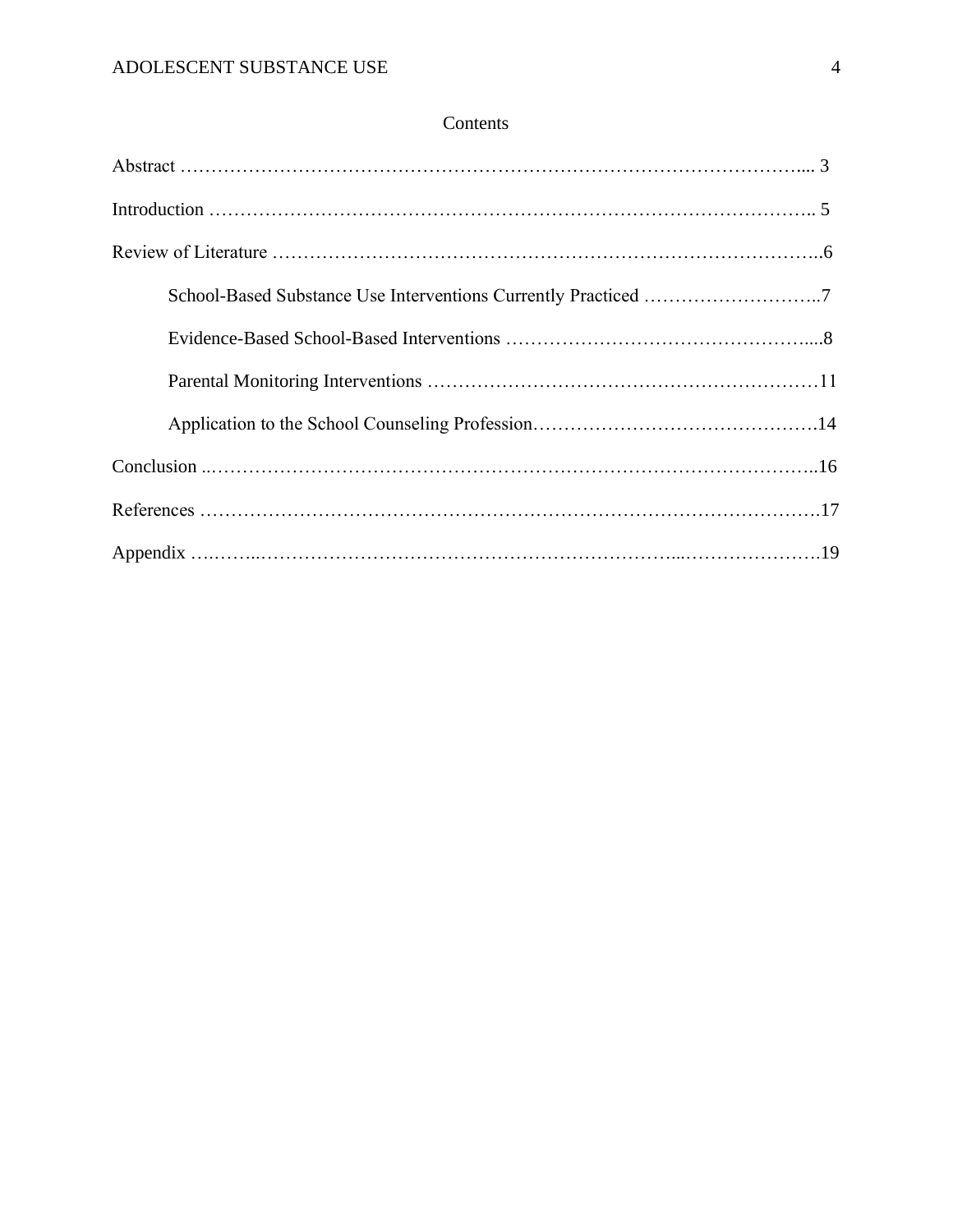Contents

Abstract ………………………………………………………………………………………... 3

Introduction …………………………………………………………………………………….. 5

Review of Literature ……………………………………………………………………………..6

School-Based Substance Use Interventions Currently Practiced ………………………..7

Evidence-Based School-Based Interventions …………………………………………....8

Parental Monitoring Interventions ………………………………………………………11

Application to the School Counseling Profession……………………………………….14

Conclusion ..……………………………………………………………………………………..16

References ……………………………………………………………………………………….17

Appendix ….……..……………………………………………………………...………………….19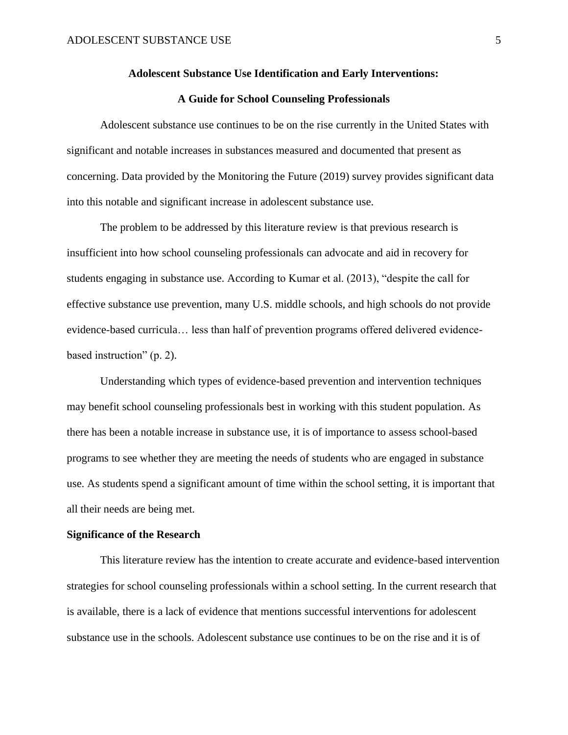**Adolescent Substance Use Identification and Early Interventions:**

**A Guide for School Counseling Professionals**

Adolescent substance use continues to be on the rise currently in the United States with significant and notable increases in substances measured and documented that present as concerning. Data provided by the Monitoring the Future (2019) survey provides significant data into this notable and significant increase in adolescent substance use.

The problem to be addressed by this literature review is that previous research is insufficient into how school counseling professionals can advocate and aid in recovery for students engaging in substance use. According to Kumar et al. (2013), "despite the call for effective substance use prevention, many U.S. middle schools, and high schools do not provide evidence-based curricula… less than half of prevention programs offered delivered evidence-based instruction" (p. 2).

Understanding which types of evidence-based prevention and intervention techniques may benefit school counseling professionals best in working with this student population. As there has been a notable increase in substance use, it is of importance to assess school-based programs to see whether they are meeting the needs of students who are engaged in substance use. As students spend a significant amount of time within the school setting, it is important that all their needs are being met.

## Significance of the Research

This literature review has the intention to create accurate and evidence-based intervention strategies for school counseling professionals within a school setting. In the current research that is available, there is a lack of evidence that mentions successful interventions for adolescent substance use in the schools. Adolescent substance use continues to be on the rise and it is of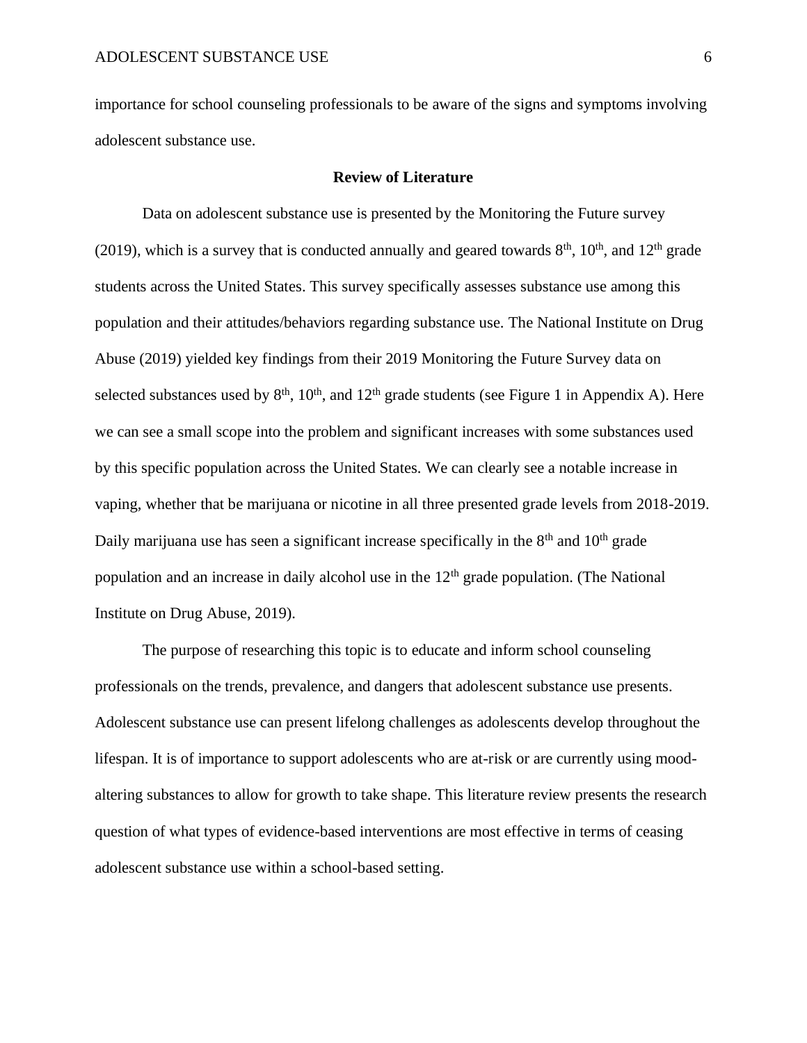importance for school counseling professionals to be aware of the signs and symptoms involving adolescent substance use.

## Review of Literature

Data on adolescent substance use is presented by the Monitoring the Future survey (2019), which is a survey that is conducted annually and geared towards 8th, 10th, and 12th grade students across the United States. This survey specifically assesses substance use among this population and their attitudes/behaviors regarding substance use. The National Institute on Drug Abuse (2019) yielded key findings from their 2019 Monitoring the Future Survey data on selected substances used by 8th, 10th, and 12th grade students (see Figure 1 in Appendix A). Here we can see a small scope into the problem and significant increases with some substances used by this specific population across the United States. We can clearly see a notable increase in vaping, whether that be marijuana or nicotine in all three presented grade levels from 2018-2019. Daily marijuana use has seen a significant increase specifically in the 8th and 10th grade population and an increase in daily alcohol use in the 12th grade population. (The National Institute on Drug Abuse, 2019).

The purpose of researching this topic is to educate and inform school counseling professionals on the trends, prevalence, and dangers that adolescent substance use presents. Adolescent substance use can present lifelong challenges as adolescents develop throughout the lifespan. It is of importance to support adolescents who are at-risk or are currently using mood-altering substances to allow for growth to take shape. This literature review presents the research question of what types of evidence-based interventions are most effective in terms of ceasing adolescent substance use within a school-based setting.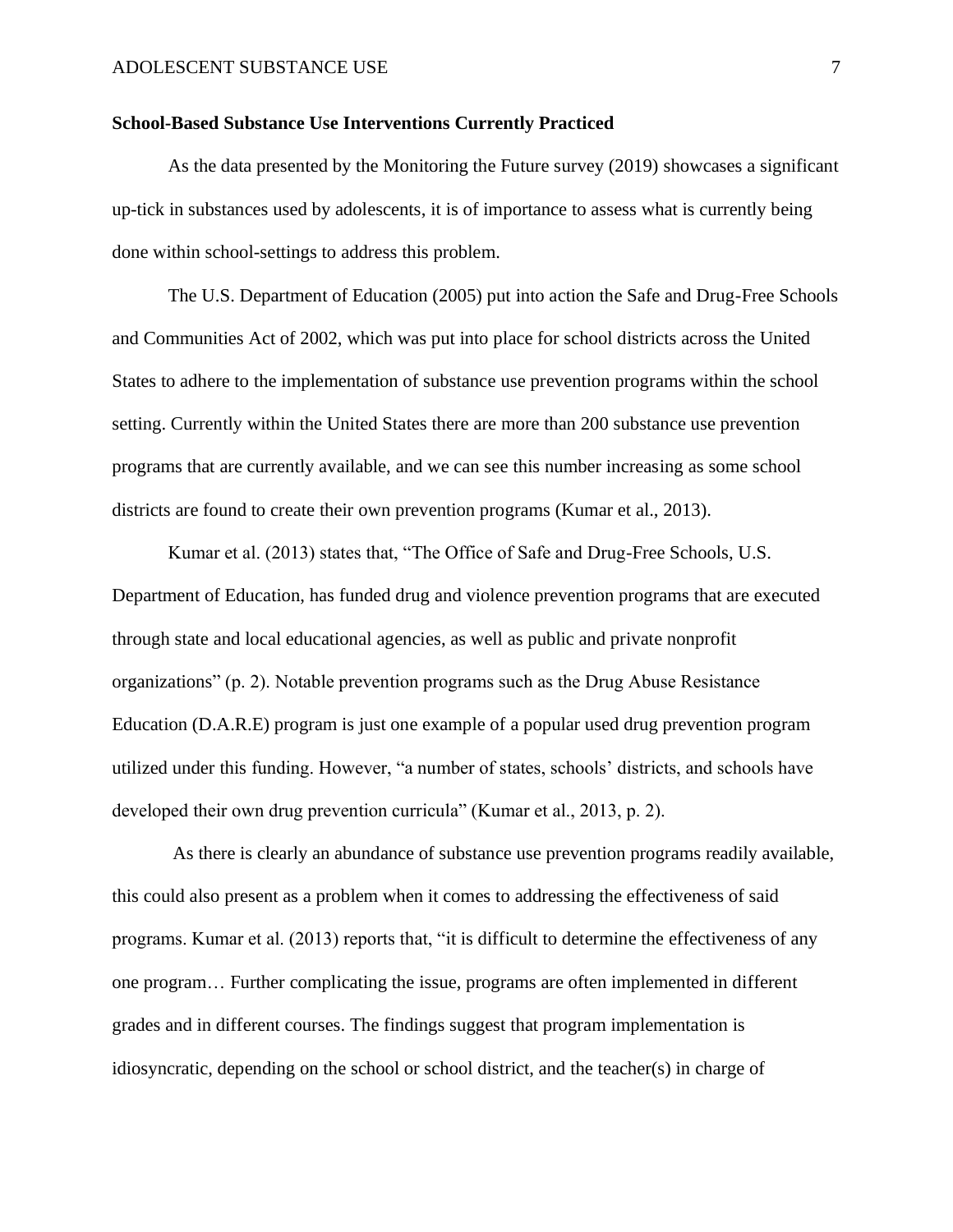**School-Based Substance Use Interventions Currently Practiced**

As the data presented by the Monitoring the Future survey (2019) showcases a significant up-tick in substances used by adolescents, it is of importance to assess what is currently being done within school-settings to address this problem.

The U.S. Department of Education (2005) put into action the Safe and Drug-Free Schools and Communities Act of 2002, which was put into place for school districts across the United States to adhere to the implementation of substance use prevention programs within the school setting. Currently within the United States there are more than 200 substance use prevention programs that are currently available, and we can see this number increasing as some school districts are found to create their own prevention programs (Kumar et al., 2013).

Kumar et al. (2013) states that, "The Office of Safe and Drug-Free Schools, U.S. Department of Education, has funded drug and violence prevention programs that are executed through state and local educational agencies, as well as public and private nonprofit organizations" (p. 2). Notable prevention programs such as the Drug Abuse Resistance Education (D.A.R.E) program is just one example of a popular used drug prevention program utilized under this funding. However, "a number of states, schools' districts, and schools have developed their own drug prevention curricula" (Kumar et al., 2013, p. 2).

As there is clearly an abundance of substance use prevention programs readily available, this could also present as a problem when it comes to addressing the effectiveness of said programs. Kumar et al. (2013) reports that, "it is difficult to determine the effectiveness of any one program… Further complicating the issue, programs are often implemented in different grades and in different courses. The findings suggest that program implementation is idiosyncratic, depending on the school or school district, and the teacher(s) in charge of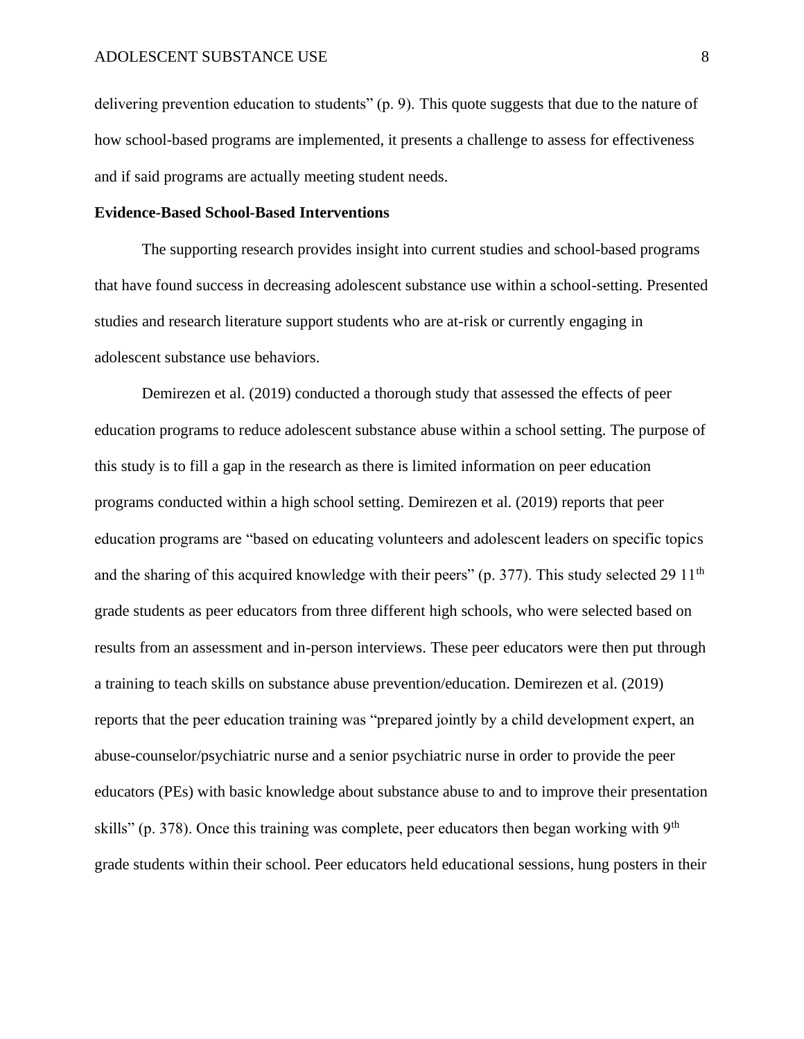delivering prevention education to students" (p. 9). This quote suggests that due to the nature of how school-based programs are implemented, it presents a challenge to assess for effectiveness and if said programs are actually meeting student needs.

**Evidence-Based School-Based Interventions**

The supporting research provides insight into current studies and school-based programs that have found success in decreasing adolescent substance use within a school-setting. Presented studies and research literature support students who are at-risk or currently engaging in adolescent substance use behaviors.

Demirezen et al. (2019) conducted a thorough study that assessed the effects of peer education programs to reduce adolescent substance abuse within a school setting. The purpose of this study is to fill a gap in the research as there is limited information on peer education programs conducted within a high school setting. Demirezen et al. (2019) reports that peer education programs are "based on educating volunteers and adolescent leaders on specific topics and the sharing of this acquired knowledge with their peers" (p. 377). This study selected 29 11th grade students as peer educators from three different high schools, who were selected based on results from an assessment and in-person interviews. These peer educators were then put through a training to teach skills on substance abuse prevention/education. Demirezen et al. (2019) reports that the peer education training was "prepared jointly by a child development expert, an abuse-counselor/psychiatric nurse and a senior psychiatric nurse in order to provide the peer educators (PEs) with basic knowledge about substance abuse to and to improve their presentation skills" (p. 378). Once this training was complete, peer educators then began working with 9th grade students within their school. Peer educators held educational sessions, hung posters in their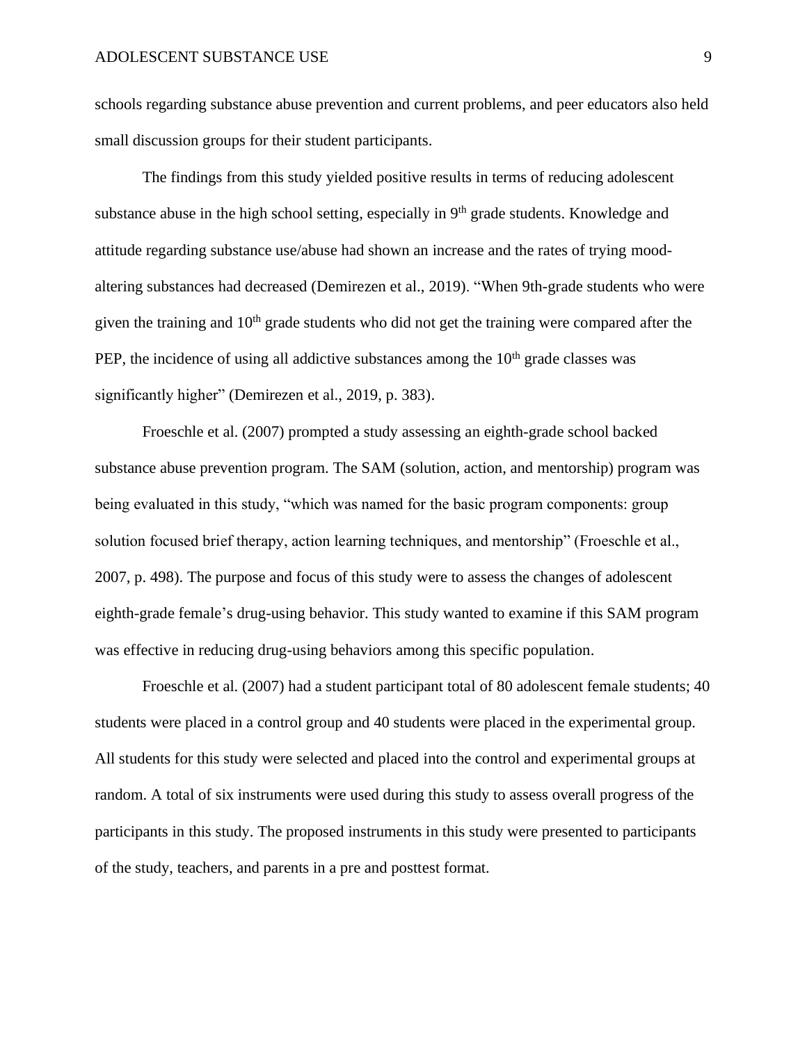schools regarding substance abuse prevention and current problems, and peer educators also held small discussion groups for their student participants.

The findings from this study yielded positive results in terms of reducing adolescent substance abuse in the high school setting, especially in 9th grade students. Knowledge and attitude regarding substance use/abuse had shown an increase and the rates of trying mood-altering substances had decreased (Demirezen et al., 2019). “When 9th-grade students who were given the training and 10th grade students who did not get the training were compared after the PEP, the incidence of using all addictive substances among the 10th grade classes was significantly higher” (Demirezen et al., 2019, p. 383).

Froeschle et al. (2007) prompted a study assessing an eighth-grade school backed substance abuse prevention program. The SAM (solution, action, and mentorship) program was being evaluated in this study, “which was named for the basic program components: group solution focused brief therapy, action learning techniques, and mentorship” (Froeschle et al., 2007, p. 498). The purpose and focus of this study were to assess the changes of adolescent eighth-grade female’s drug-using behavior. This study wanted to examine if this SAM program was effective in reducing drug-using behaviors among this specific population.

Froeschle et al. (2007) had a student participant total of 80 adolescent female students; 40 students were placed in a control group and 40 students were placed in the experimental group. All students for this study were selected and placed into the control and experimental groups at random. A total of six instruments were used during this study to assess overall progress of the participants in this study. The proposed instruments in this study were presented to participants of the study, teachers, and parents in a pre and posttest format.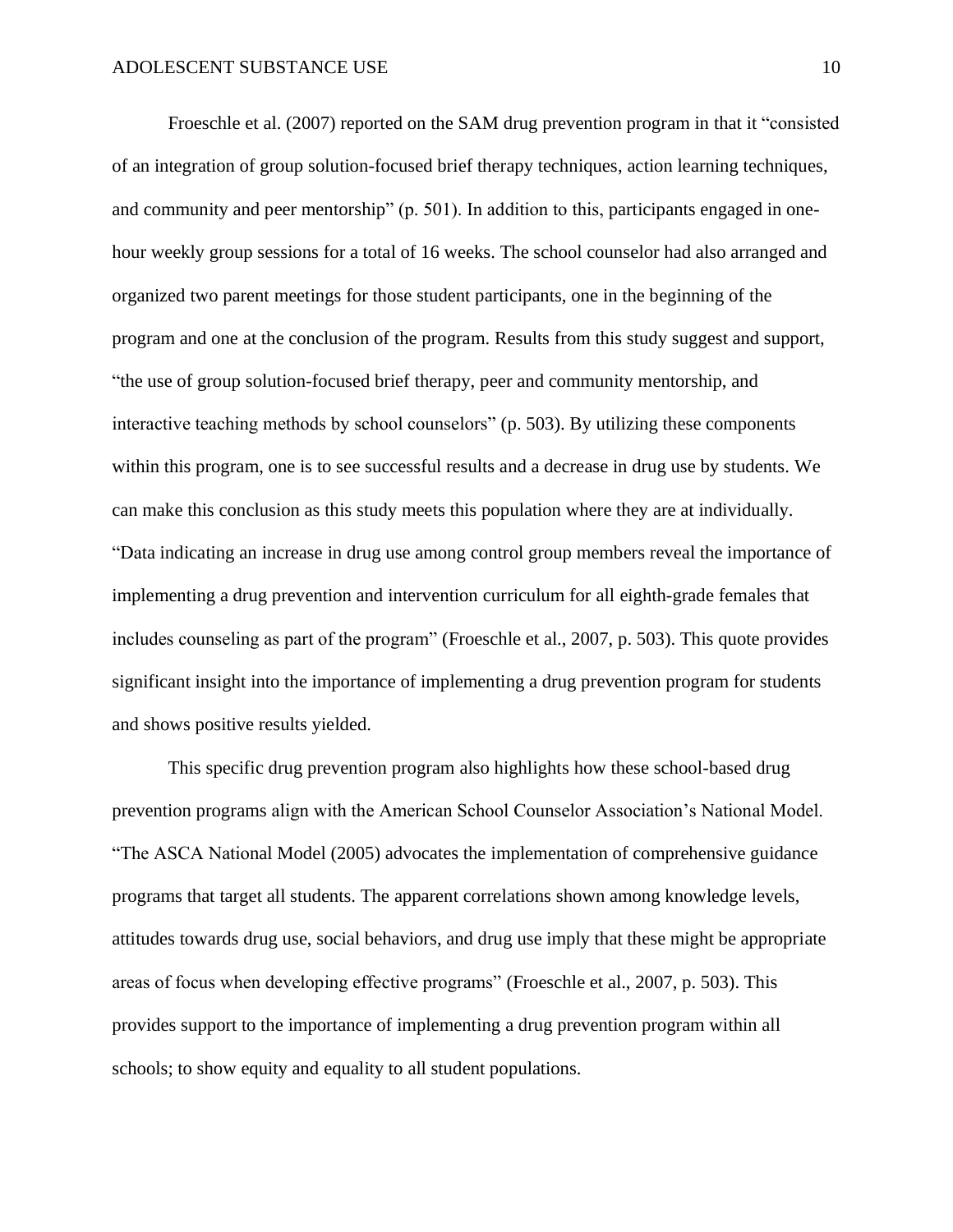Froeschle et al. (2007) reported on the SAM drug prevention program in that it "consisted of an integration of group solution-focused brief therapy techniques, action learning techniques, and community and peer mentorship" (p. 501). In addition to this, participants engaged in one-hour weekly group sessions for a total of 16 weeks. The school counselor had also arranged and organized two parent meetings for those student participants, one in the beginning of the program and one at the conclusion of the program. Results from this study suggest and support, "the use of group solution-focused brief therapy, peer and community mentorship, and interactive teaching methods by school counselors" (p. 503). By utilizing these components within this program, one is to see successful results and a decrease in drug use by students. We can make this conclusion as this study meets this population where they are at individually. "Data indicating an increase in drug use among control group members reveal the importance of implementing a drug prevention and intervention curriculum for all eighth-grade females that includes counseling as part of the program" (Froeschle et al., 2007, p. 503). This quote provides significant insight into the importance of implementing a drug prevention program for students and shows positive results yielded.

This specific drug prevention program also highlights how these school-based drug prevention programs align with the American School Counselor Association's National Model. "The ASCA National Model (2005) advocates the implementation of comprehensive guidance programs that target all students. The apparent correlations shown among knowledge levels, attitudes towards drug use, social behaviors, and drug use imply that these might be appropriate areas of focus when developing effective programs" (Froeschle et al., 2007, p. 503). This provides support to the importance of implementing a drug prevention program within all schools; to show equity and equality to all student populations.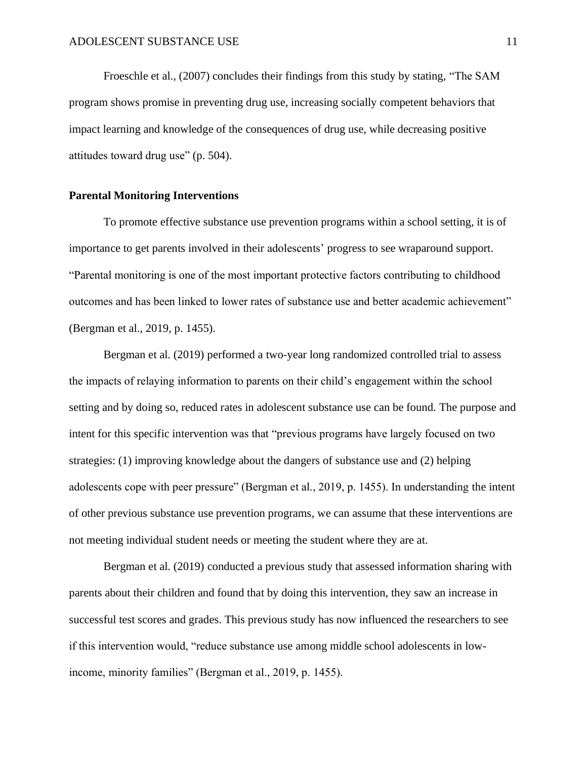Froeschle et al., (2007) concludes their findings from this study by stating, "The SAM program shows promise in preventing drug use, increasing socially competent behaviors that impact learning and knowledge of the consequences of drug use, while decreasing positive attitudes toward drug use" (p. 504).

**Parental Monitoring Interventions**

To promote effective substance use prevention programs within a school setting, it is of importance to get parents involved in their adolescents' progress to see wraparound support. "Parental monitoring is one of the most important protective factors contributing to childhood outcomes and has been linked to lower rates of substance use and better academic achievement" (Bergman et al., 2019, p. 1455).

Bergman et al. (2019) performed a two-year long randomized controlled trial to assess the impacts of relaying information to parents on their child's engagement within the school setting and by doing so, reduced rates in adolescent substance use can be found. The purpose and intent for this specific intervention was that "previous programs have largely focused on two strategies: (1) improving knowledge about the dangers of substance use and (2) helping adolescents cope with peer pressure" (Bergman et al., 2019, p. 1455). In understanding the intent of other previous substance use prevention programs, we can assume that these interventions are not meeting individual student needs or meeting the student where they are at.

Bergman et al. (2019) conducted a previous study that assessed information sharing with parents about their children and found that by doing this intervention, they saw an increase in successful test scores and grades. This previous study has now influenced the researchers to see if this intervention would, "reduce substance use among middle school adolescents in low-income, minority families" (Bergman et al., 2019, p. 1455).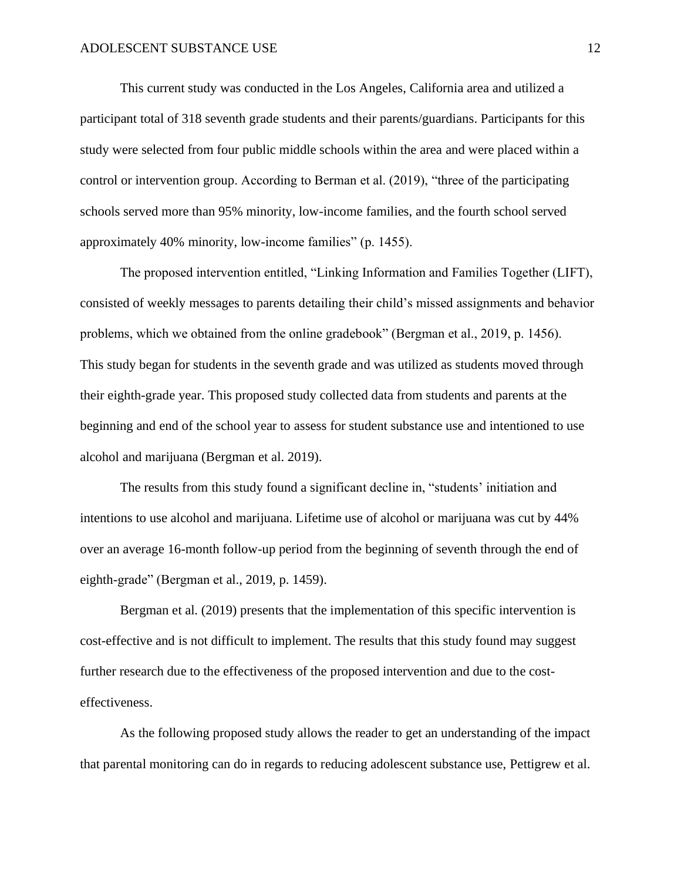This current study was conducted in the Los Angeles, California area and utilized a participant total of 318 seventh grade students and their parents/guardians. Participants for this study were selected from four public middle schools within the area and were placed within a control or intervention group. According to Berman et al. (2019), "three of the participating schools served more than 95% minority, low-income families, and the fourth school served approximately 40% minority, low-income families" (p. 1455).

The proposed intervention entitled, "Linking Information and Families Together (LIFT), consisted of weekly messages to parents detailing their child's missed assignments and behavior problems, which we obtained from the online gradebook" (Bergman et al., 2019, p. 1456). This study began for students in the seventh grade and was utilized as students moved through their eighth-grade year. This proposed study collected data from students and parents at the beginning and end of the school year to assess for student substance use and intentioned to use alcohol and marijuana (Bergman et al. 2019).

The results from this study found a significant decline in, "students' initiation and intentions to use alcohol and marijuana. Lifetime use of alcohol or marijuana was cut by 44% over an average 16-month follow-up period from the beginning of seventh through the end of eighth-grade" (Bergman et al., 2019, p. 1459).

Bergman et al. (2019) presents that the implementation of this specific intervention is cost-effective and is not difficult to implement. The results that this study found may suggest further research due to the effectiveness of the proposed intervention and due to the cost-effectiveness.

As the following proposed study allows the reader to get an understanding of the impact that parental monitoring can do in regards to reducing adolescent substance use, Pettigrew et al.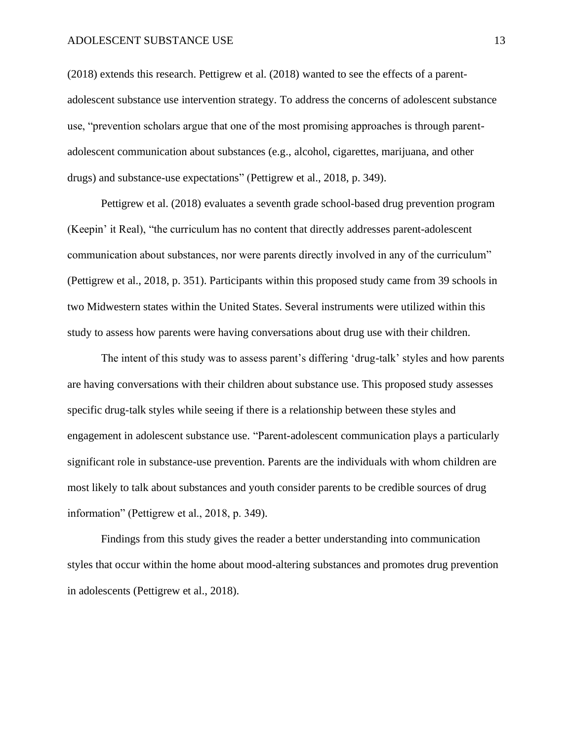(2018) extends this research. Pettigrew et al. (2018) wanted to see the effects of a parent-adolescent substance use intervention strategy. To address the concerns of adolescent substance use, "prevention scholars argue that one of the most promising approaches is through parent-adolescent communication about substances (e.g., alcohol, cigarettes, marijuana, and other drugs) and substance-use expectations" (Pettigrew et al., 2018, p. 349).

Pettigrew et al. (2018) evaluates a seventh grade school-based drug prevention program (Keepin' it Real), "the curriculum has no content that directly addresses parent-adolescent communication about substances, nor were parents directly involved in any of the curriculum" (Pettigrew et al., 2018, p. 351). Participants within this proposed study came from 39 schools in two Midwestern states within the United States. Several instruments were utilized within this study to assess how parents were having conversations about drug use with their children.

The intent of this study was to assess parent's differing 'drug-talk' styles and how parents are having conversations with their children about substance use. This proposed study assesses specific drug-talk styles while seeing if there is a relationship between these styles and engagement in adolescent substance use. "Parent-adolescent communication plays a particularly significant role in substance-use prevention. Parents are the individuals with whom children are most likely to talk about substances and youth consider parents to be credible sources of drug information" (Pettigrew et al., 2018, p. 349).

Findings from this study gives the reader a better understanding into communication styles that occur within the home about mood-altering substances and promotes drug prevention in adolescents (Pettigrew et al., 2018).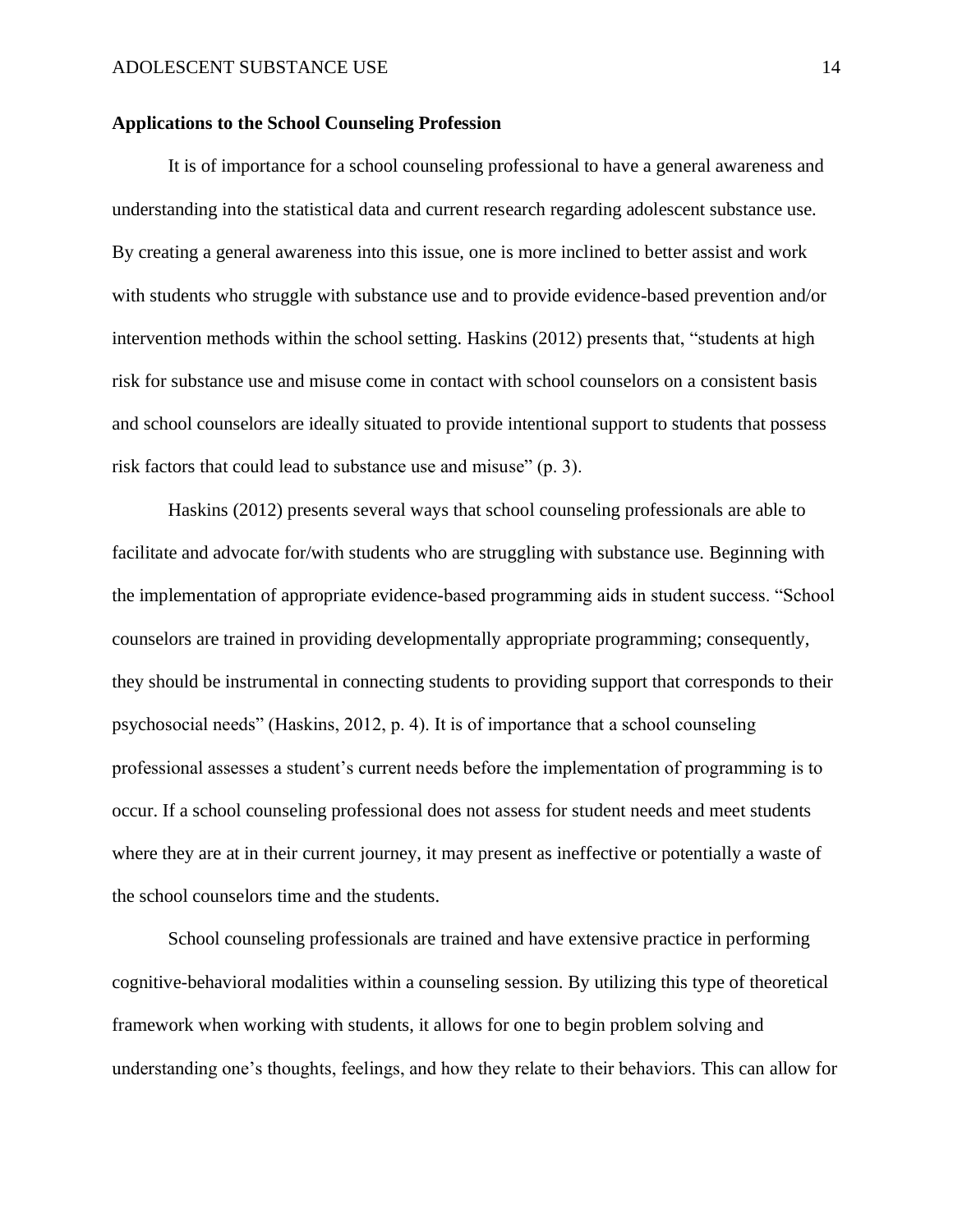## Applications to the School Counseling Profession

It is of importance for a school counseling professional to have a general awareness and understanding into the statistical data and current research regarding adolescent substance use. By creating a general awareness into this issue, one is more inclined to better assist and work with students who struggle with substance use and to provide evidence-based prevention and/or intervention methods within the school setting. Haskins (2012) presents that, "students at high risk for substance use and misuse come in contact with school counselors on a consistent basis and school counselors are ideally situated to provide intentional support to students that possess risk factors that could lead to substance use and misuse" (p. 3).

Haskins (2012) presents several ways that school counseling professionals are able to facilitate and advocate for/with students who are struggling with substance use. Beginning with the implementation of appropriate evidence-based programming aids in student success. "School counselors are trained in providing developmentally appropriate programming; consequently, they should be instrumental in connecting students to providing support that corresponds to their psychosocial needs" (Haskins, 2012, p. 4). It is of importance that a school counseling professional assesses a student's current needs before the implementation of programming is to occur. If a school counseling professional does not assess for student needs and meet students where they are at in their current journey, it may present as ineffective or potentially a waste of the school counselors time and the students.

School counseling professionals are trained and have extensive practice in performing cognitive-behavioral modalities within a counseling session. By utilizing this type of theoretical framework when working with students, it allows for one to begin problem solving and understanding one's thoughts, feelings, and how they relate to their behaviors. This can allow for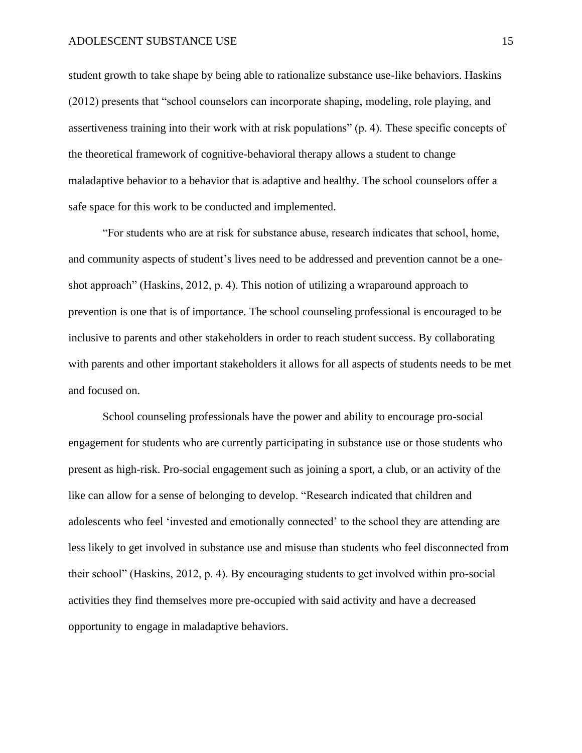student growth to take shape by being able to rationalize substance use-like behaviors. Haskins (2012) presents that "school counselors can incorporate shaping, modeling, role playing, and assertiveness training into their work with at risk populations" (p. 4). These specific concepts of the theoretical framework of cognitive-behavioral therapy allows a student to change maladaptive behavior to a behavior that is adaptive and healthy. The school counselors offer a safe space for this work to be conducted and implemented.

"For students who are at risk for substance abuse, research indicates that school, home, and community aspects of student's lives need to be addressed and prevention cannot be a one-shot approach" (Haskins, 2012, p. 4). This notion of utilizing a wraparound approach to prevention is one that is of importance. The school counseling professional is encouraged to be inclusive to parents and other stakeholders in order to reach student success. By collaborating with parents and other important stakeholders it allows for all aspects of students needs to be met and focused on.

School counseling professionals have the power and ability to encourage pro-social engagement for students who are currently participating in substance use or those students who present as high-risk. Pro-social engagement such as joining a sport, a club, or an activity of the like can allow for a sense of belonging to develop. "Research indicated that children and adolescents who feel 'invested and emotionally connected' to the school they are attending are less likely to get involved in substance use and misuse than students who feel disconnected from their school" (Haskins, 2012, p. 4). By encouraging students to get involved within pro-social activities they find themselves more pre-occupied with said activity and have a decreased opportunity to engage in maladaptive behaviors.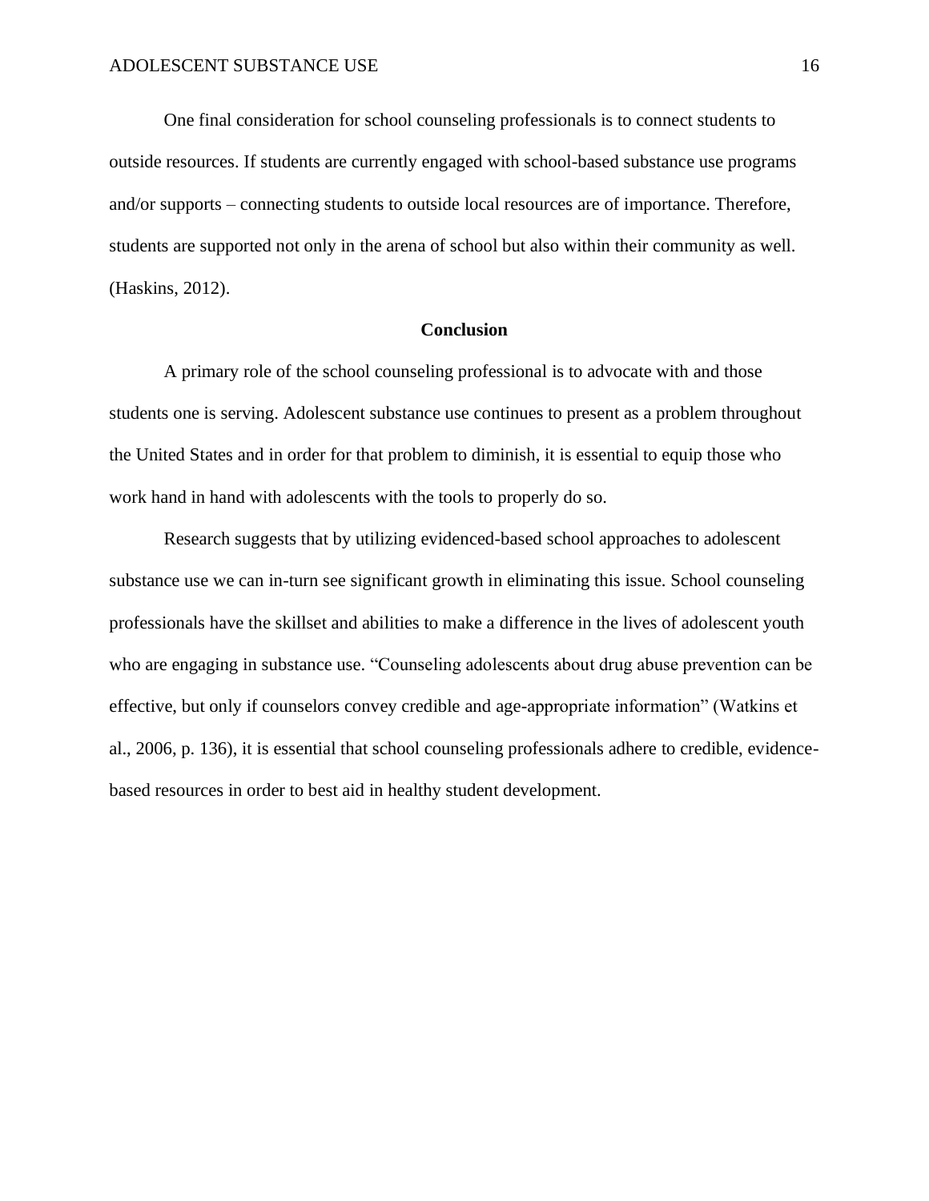One final consideration for school counseling professionals is to connect students to outside resources. If students are currently engaged with school-based substance use programs and/or supports – connecting students to outside local resources are of importance. Therefore, students are supported not only in the arena of school but also within their community as well. (Haskins, 2012).

## Conclusion

A primary role of the school counseling professional is to advocate with and those students one is serving. Adolescent substance use continues to present as a problem throughout the United States and in order for that problem to diminish, it is essential to equip those who work hand in hand with adolescents with the tools to properly do so.

Research suggests that by utilizing evidenced-based school approaches to adolescent substance use we can in-turn see significant growth in eliminating this issue. School counseling professionals have the skillset and abilities to make a difference in the lives of adolescent youth who are engaging in substance use. "Counseling adolescents about drug abuse prevention can be effective, but only if counselors convey credible and age-appropriate information" (Watkins et al., 2006, p. 136), it is essential that school counseling professionals adhere to credible, evidence-based resources in order to best aid in healthy student development.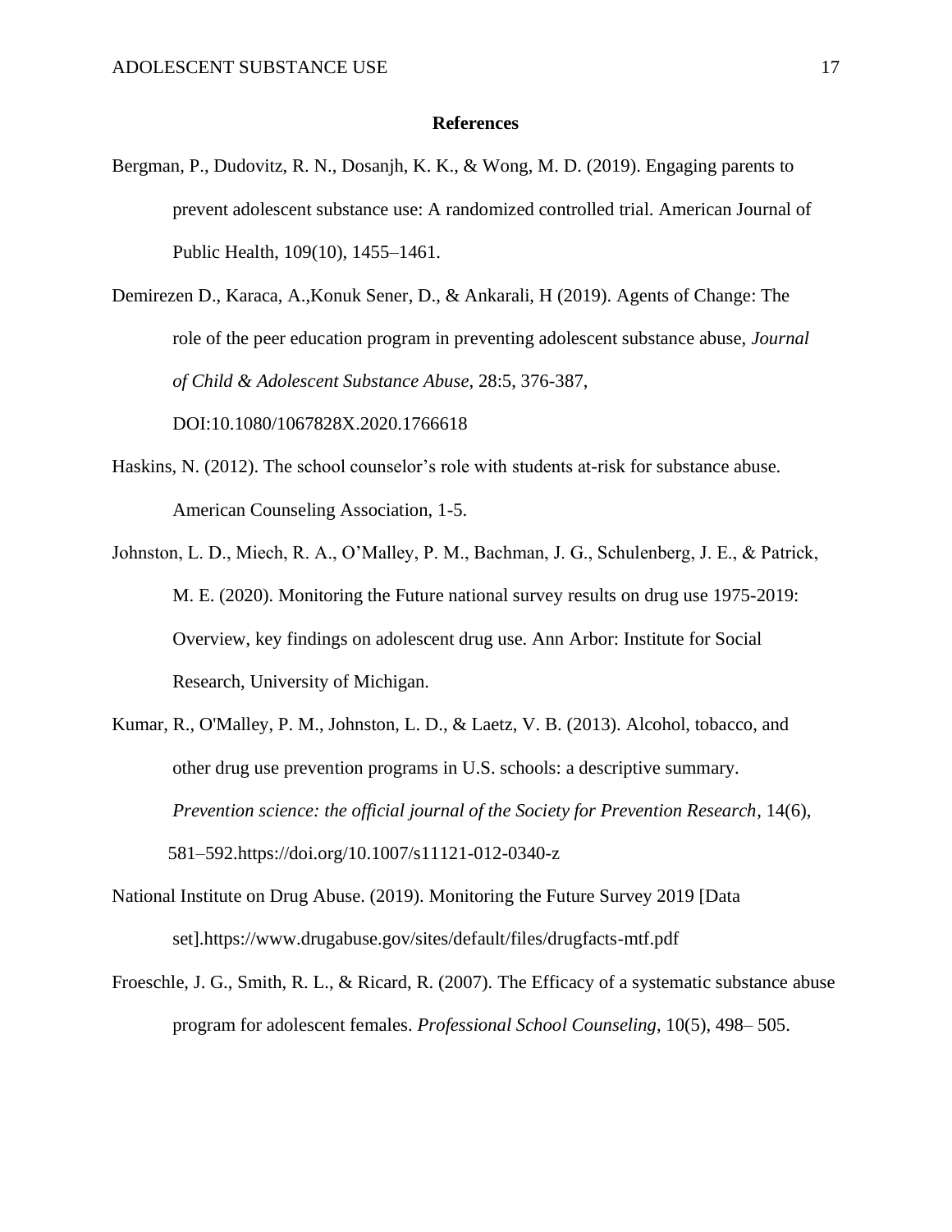# References

Bergman, P., Dudovitz, R. N., Dosanjh, K. K., & Wong, M. D. (2019). Engaging parents to prevent adolescent substance use: A randomized controlled trial. American Journal of Public Health, 109(10), 1455–1461.

Demirezen D., Karaca, A.,Konuk Sener, D., & Ankarali, H (2019). Agents of Change: The role of the peer education program in preventing adolescent substance abuse, *Journal of Child & Adolescent Substance Abuse*, 28:5, 376-387, DOI:10.1080/1067828X.2020.1766618

Haskins, N. (2012). The school counselor's role with students at-risk for substance abuse. American Counseling Association, 1-5.

Johnston, L. D., Miech, R. A., O'Malley, P. M., Bachman, J. G., Schulenberg, J. E., & Patrick, M. E. (2020). Monitoring the Future national survey results on drug use 1975-2019: Overview, key findings on adolescent drug use. Ann Arbor: Institute for Social Research, University of Michigan.

Kumar, R., O'Malley, P. M., Johnston, L. D., & Laetz, V. B. (2013). Alcohol, tobacco, and other drug use prevention programs in U.S. schools: a descriptive summary. *Prevention science: the official journal of the Society for Prevention Research*, 14(6), 581–592.https://doi.org/10.1007/s11121-012-0340-z

National Institute on Drug Abuse. (2019). Monitoring the Future Survey 2019 [Data set].https://www.drugabuse.gov/sites/default/files/drugfacts-mtf.pdf

Froeschle, J. G., Smith, R. L., & Ricard, R. (2007). The Efficacy of a systematic substance abuse program for adolescent females. *Professional School Counseling*, 10(5), 498– 505.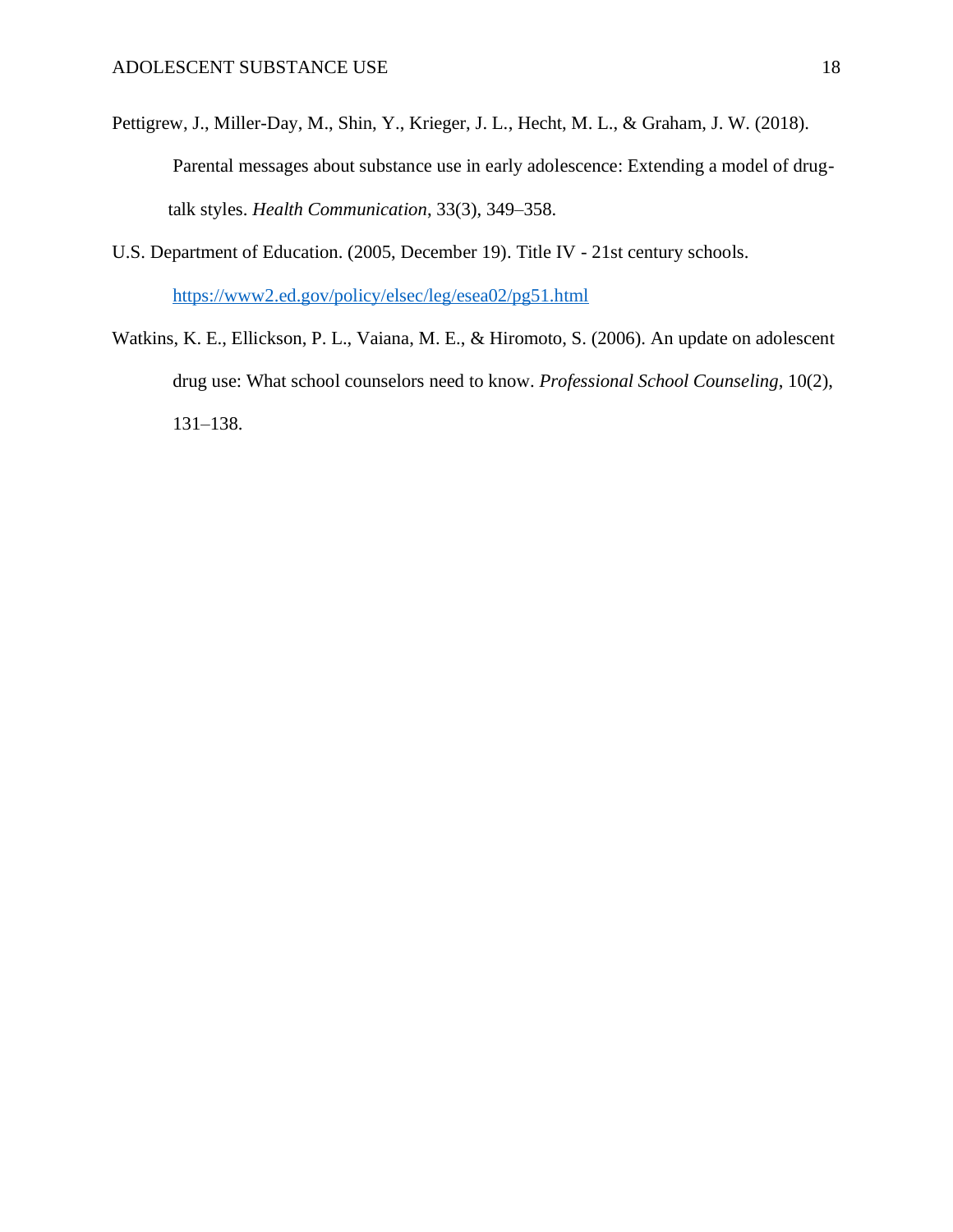Pettigrew, J., Miller-Day, M., Shin, Y., Krieger, J. L., Hecht, M. L., & Graham, J. W. (2018). Parental messages about substance use in early adolescence: Extending a model of drug-talk styles. *Health Communication*, 33(3), 349–358.

U.S. Department of Education. (2005, December 19). Title IV - 21st century schools. https://www2.ed.gov/policy/elsec/leg/esea02/pg51.html

Watkins, K. E., Ellickson, P. L., Vaiana, M. E., & Hiromoto, S. (2006). An update on adolescent drug use: What school counselors need to know. *Professional School Counseling*, 10(2), 131–138.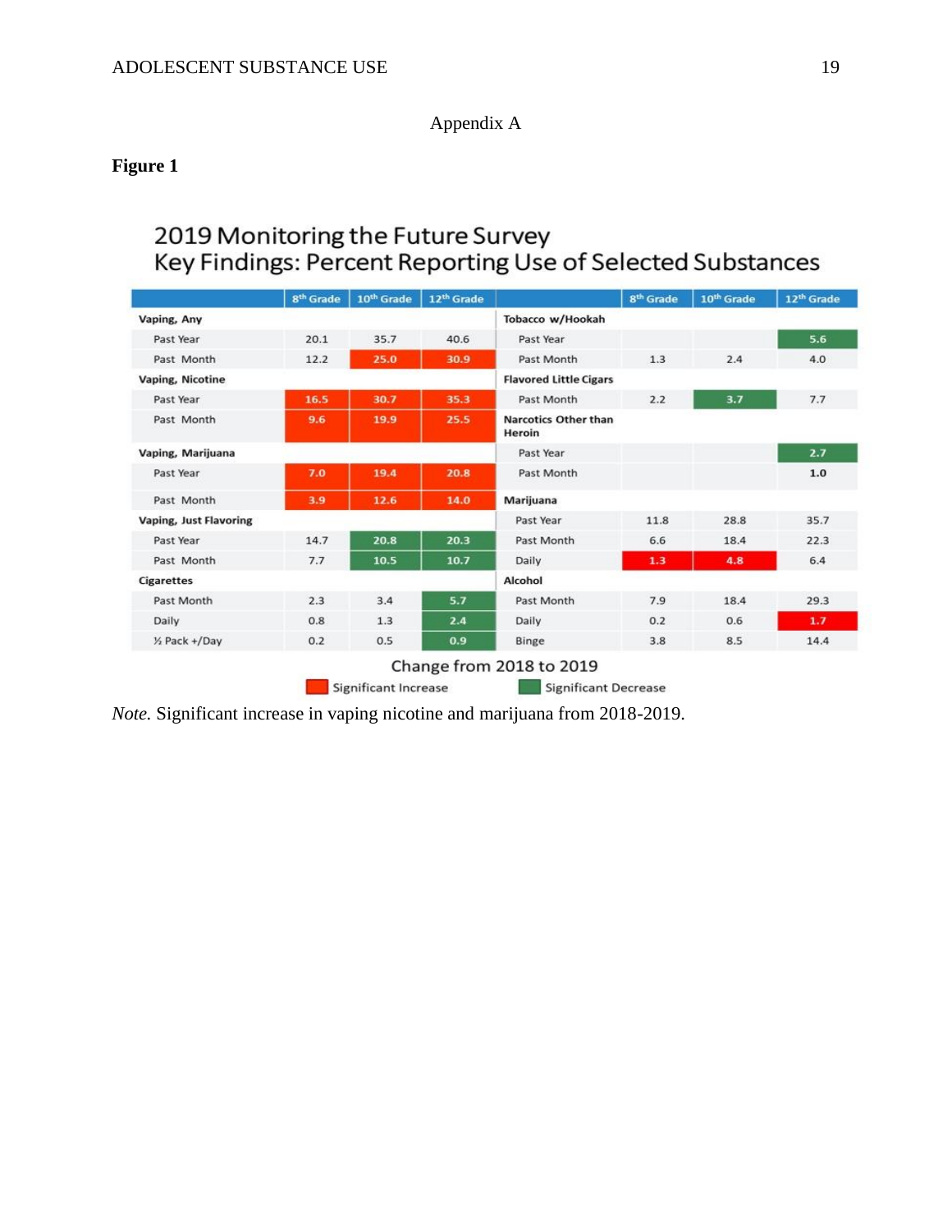Appendix A

**Figure 1**

2019 Monitoring the Future Survey
Key Findings: Percent Reporting Use of Selected Substances

| | 8th Grade | 10th Grade | 12th Grade | | 8th Grade | 10th Grade | 12th Grade |
|---|---|---|---|---|---|---|---|
| **Vaping, Any** | | | | **Tobacco w/Hookah** | | | |
| Past Year | 20.1 | 35.7 | 40.6 | Past Year | | | 5.6 |
| Past Month | 12.2 | 25.0 | 30.9 | Past Month | 1.3 | 2.4 | 4.0 |
| **Vaping, Nicotine** | | | | **Flavored Little Cigars** | | | |
| Past Year | 16.5 | 30.7 | 35.3 | Past Month | 2.2 | 3.7 | 7.7 |
| Past Month | 9.6 | 19.9 | 25.5 | **Narcotics Other than Heroin** | | | |
| **Vaping, Marijuana** | | | | Past Year | | | 2.7 |
| Past Year | 7.0 | 19.4 | 20.8 | Past Month | | | 1.0 |
| Past Month | 3.9 | 12.6 | 14.0 | **Marijuana** | | | |
| **Vaping, Just Flavoring** | | | | Past Year | 11.8 | 28.8 | 35.7 |
| Past Year | 14.7 | 20.8 | 20.3 | Past Month | 6.6 | 18.4 | 22.3 |
| Past Month | 7.7 | 10.5 | 10.7 | Daily | 1.3 | 4.8 | 6.4 |
| **Cigarettes** | | | | **Alcohol** | | | |
| Past Month | 2.3 | 3.4 | 5.7 | Past Month | 7.9 | 18.4 | 29.3 |
| Daily | 0.8 | 1.3 | 2.4 | Daily | 0.2 | 0.6 | 1.7 |
| ½ Pack +/Day | 0.2 | 0.5 | 0.9 | Binge | 3.8 | 8.5 | 14.4 |

Change from 2018 to 2019

Significant Increase (red): Vaping, Any Past Month (10th 25.0, 12th 30.9); Vaping, Nicotine Past Year and Past Month (all grades); Vaping, Marijuana Past Year and Past Month (all grades); Marijuana Daily (8th 1.3, 10th 4.8); Alcohol Daily (12th 1.7)

Significant Decrease (green): Tobacco w/Hookah Past Year (12th 5.6); Flavored Little Cigars Past Month (10th 3.7); Narcotics Other than Heroin Past Year (12th 2.7); Vaping, Just Flavoring Past Year and Past Month (10th, 12th); Cigarettes Past Month, Daily, ½ Pack +/Day (12th)

*Note.* Significant increase in vaping nicotine and marijuana from 2018-2019.